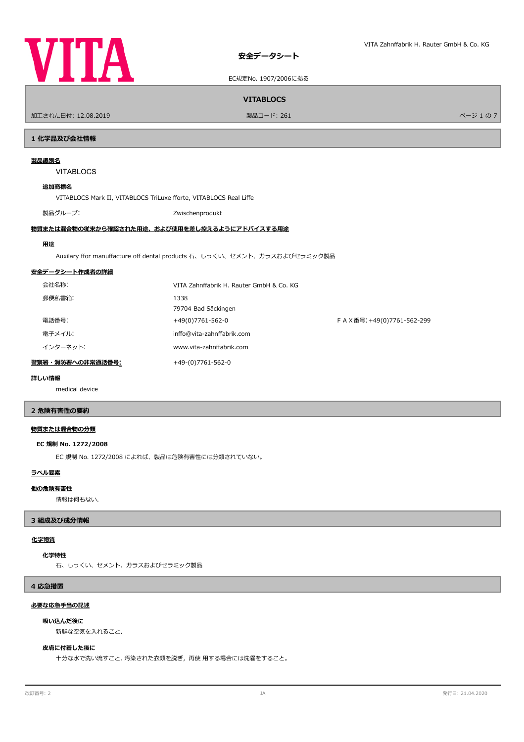# 安全データシート

EC規定No. 1907/2006に拠る

**VITABLOCS**

加工された日付: 12.08.2019　　製品コード: 261

## 1 化学品及び会社情報

**製品識別名**

VITABLOCS

**追加商標名**

VITABLOCS Mark II, VITABLOCS TriLuxe fforte, VITABLOCS Real Liffe

製品グループ: Zwischenprodukt

**物質または混合物の従来から確認された用途、および使用を差し控えるようにアドバイスする用途**

**用途**

Auxilary ffor manuffacture off dental products 石、しっくい、セメント、ガラスおよびセラミック製品

**安全データシート作成者の詳細**

| | | |
|---|---|---|
| 会社名称: | VITA Zahnffabrik H. Rauter GmbH & Co. KG | |
| 郵便私書箱: | 1338<br>79704 Bad Säckingen | |
| 電話番号: | +49(0)7761-562-0 | ＦＡＸ番号: +49(0)7761-562-299 |
| 電子メイル: | inffo@vita-zahnffabrik.com | |
| インターネット: | www.vita-zahnffabrik.com | |

**警察署・消防署への非常通話番号:** +49-(0)7761-562-0

**詳しい情報**

medical device

## 2 危険有害性の要約

**物質または混合物の分類**

**EC 規制 No. 1272/2008**

EC 規制 No. 1272/2008 によれば、製品は危険有害性には分類されていない。

**ラベル要素**

**他の危険有害性**

情報は何もない.

## 3 組成及び成分情報

**化学物質**

**化学特性**

石、しっくい、セメント、ガラスおよびセラミック製品

## 4 応急措置

**必要な応急手当の記述**

**吸い込んだ後に**

新鮮な空気を入れること.

**皮膚に付着した後に**

十分な水で洗い流すこと. 汚染された衣類を脱ぎ，再使 用する場合には洗濯をすること。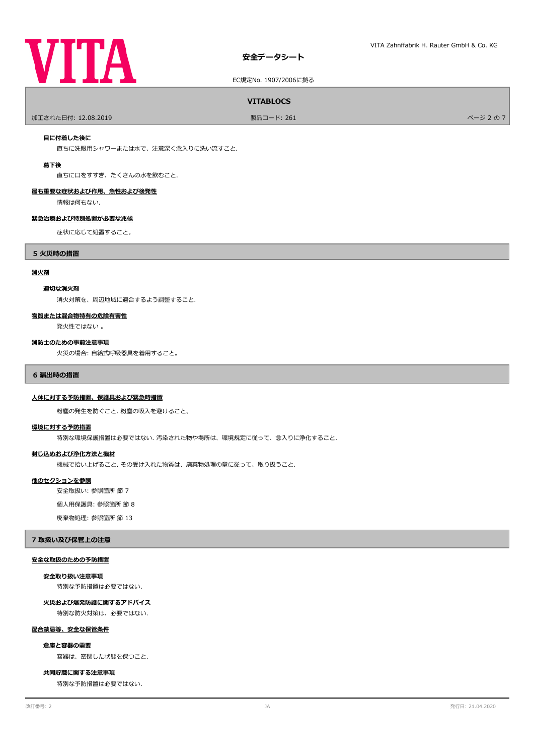**目に付着した後に**

直ちに洗眼用シャワーまたは水で、注意深く念入りに洗い流すこと.

**葛下後**

直ちに口をすすぎ、たくさんの水を飲むこと.

**最も重要な症状および作用、急性および後発性**

情報は何もない.

**緊急治療および特別処置が必要な兆候**

症状に応じて処置すること。

## 5 火災時の措置

**消火剤**

**適切な消火剤**

消火対策を、周辺地域に適合するよう調整すること.

**物質または混合物特有の危険有害性**

発火性ではない 。

**消防士のための事前注意事項**

火災の場合: 自給式呼吸器具を着用すること。

## 6 漏出時の措置

**人体に対する予防措置、保護具および緊急時措置**

粉塵の発生を防ぐこと. 粉塵の吸入を避けること。

**環境に対する予防措置**

特別な環境保護措置は必要ではない. 汚染された物や場所は、環境規定に従って、念入りに浄化すること.

**封じ込めおよび浄化方法と機材**

機械で拾い上げること. その受け入れた物質は、廃棄物処理の章に従って、取り扱うこと.

**他のセクションを参照**

安全取扱い: 参照箇所 節 7

個人用保護具: 参照箇所 節 8

廃棄物処理: 参照箇所 節 13

## 7 取扱い及び保管上の注意

**安全な取扱のための予防措置**

**安全取り扱い注意事項**

特別な予防措置は必要ではない.

**火災および爆発防護に関するアドバイス**

特別な防火対策は、必要ではない.

**配合禁忌等、安全な保管条件**

**倉庫と容器の需要**

容器は、密閉した状態を保つこと.

**共同貯蔵に関する注意事項**

特別な予防措置は必要ではない.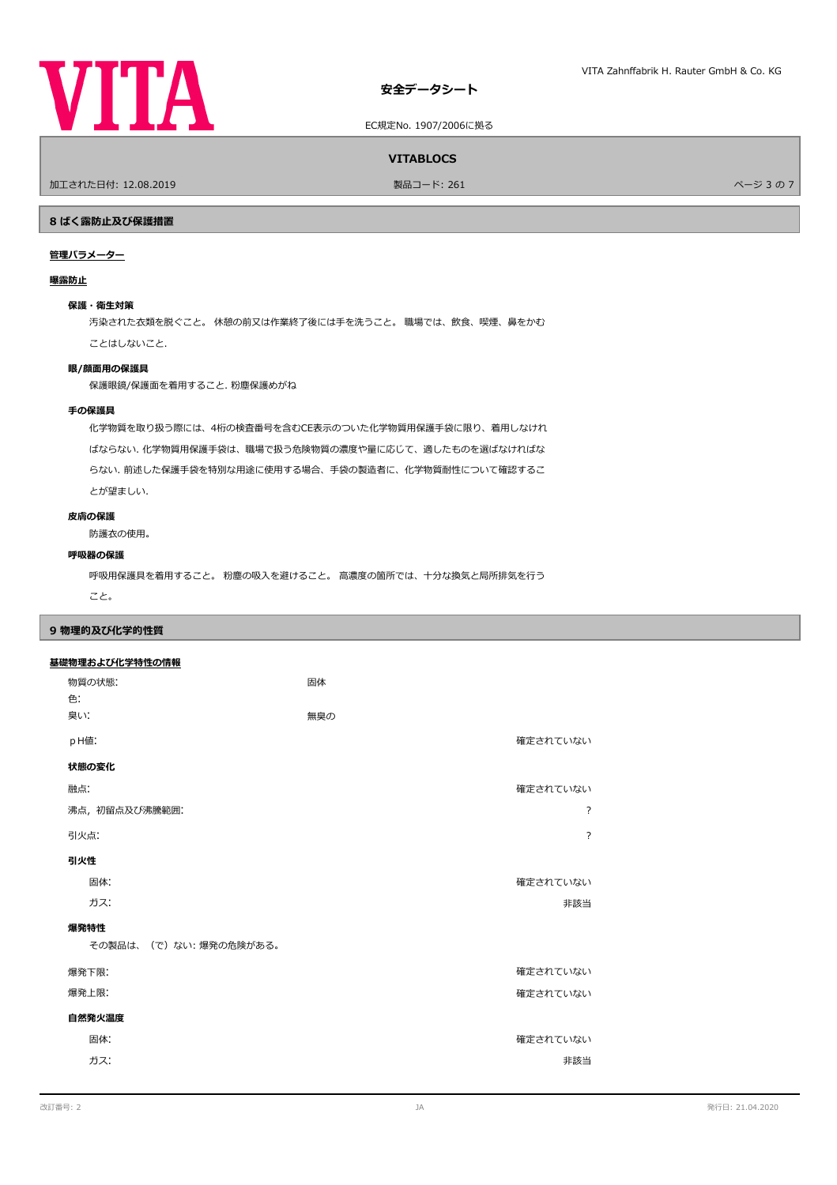## 8 ばく露防止及び保護措置

**管理パラメーター**

**曝露防止**

**保護・衛生対策**

汚染された衣類を脱ぐこと。 休憩の前又は作業終了後には手を洗うこと。 職場では、飲食、喫煙、鼻をかむことはしないこと.

**眼/顔面用の保護具**

保護眼鏡/保護面を着用すること. 粉塵保護めがね

**手の保護具**

化学物質を取り扱う際には、4桁の検査番号を含むCE表示のついた化学物質用保護手袋に限り、着用しなければならない. 化学物質用保護手袋は、職場で扱う危険物質の濃度や量に応じて、適したものを選ばなければならない. 前述した保護手袋を特別な用途に使用する場合、手袋の製造者に、化学物質耐性について確認することが望ましい.

**皮膚の保護**

防護衣の使用。

**呼吸器の保護**

呼吸用保護具を着用すること。 粉塵の吸入を避けること。 高濃度の箇所では、十分な換気と局所排気を行うこと。

## 9 物理的及び化学的性質

**基礎物理および化学特性の情報**

| | | |
|---|---|---|
| 物質の状態: | 固体 | |
| 色: | | |
| 臭い: | 無臭の | |
| pＨ値: | | 確定されていない |

**状態の変化**

| | |
|---|---|
| 融点: | 確定されていない |
| 沸点，初留点及び沸騰範囲: | ? |
| 引火点: | ? |

**引火性**

| | |
|---|---|
| 固体: | 確定されていない |
| ガス: | 非該当 |

**爆発特性**

その製品は、（で）ない: 爆発の危険がある。

| | |
|---|---|
| 爆発下限: | 確定されていない |
| 爆発上限: | 確定されていない |

**自然発火温度**

| | |
|---|---|
| 固体: | 確定されていない |
| ガス: | 非該当 |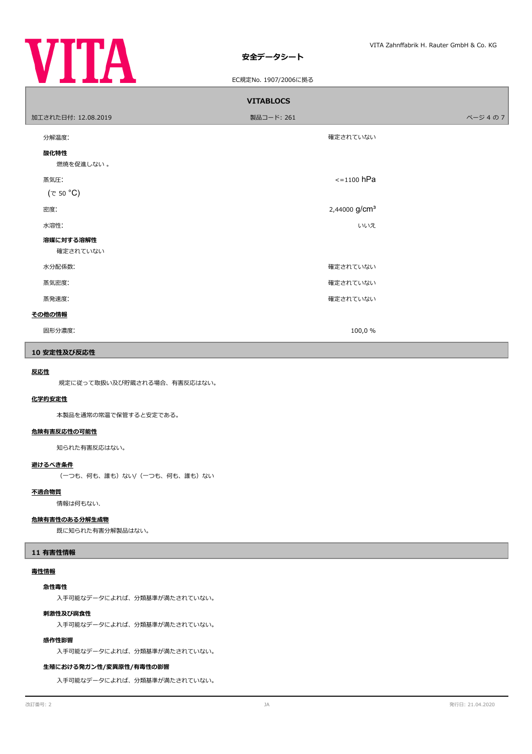分解温度: 確定されていない

**酸化特性**

燃焼を促進しない 。

蒸気圧: <=1100 hPa

(で 50 °C)

密度: 2,44000 g/cm³

水溶性: いいえ

**溶媒に対する溶解性**

確定されていない

水分配係数: 確定されていない

蒸気密度: 確定されていない

蒸発速度: 確定されていない

**その他の情報**

固形分濃度: 100,0 %

## 10 安定性及び反応性

**反応性**

規定に従って取扱い及び貯蔵される場合、有害反応はない。

**化学的安定性**

本製品を通常の常温で保管すると安定である。

**危険有害反応性の可能性**

知られた有害反応はない。

**避けるべき条件**

(一つも、何も、誰も) ない/ (一つも、何も、誰も) ない

**不適合物質**

情報は何もない.

**危険有害性のある分解生成物**

既に知られた有害分解製品はない。

## 11 有害性情報

**毒性情報**

**急性毒性**

入手可能なデータによれば、分類基準が満たされていない。

**刺激性及び腐食性**

入手可能なデータによれば、分類基準が満たされていない。

**感作性影響**

入手可能なデータによれば、分類基準が満たされていない。

**生殖における発ガン性/変異原性/有毒性の影響**

入手可能なデータによれば、分類基準が満たされていない。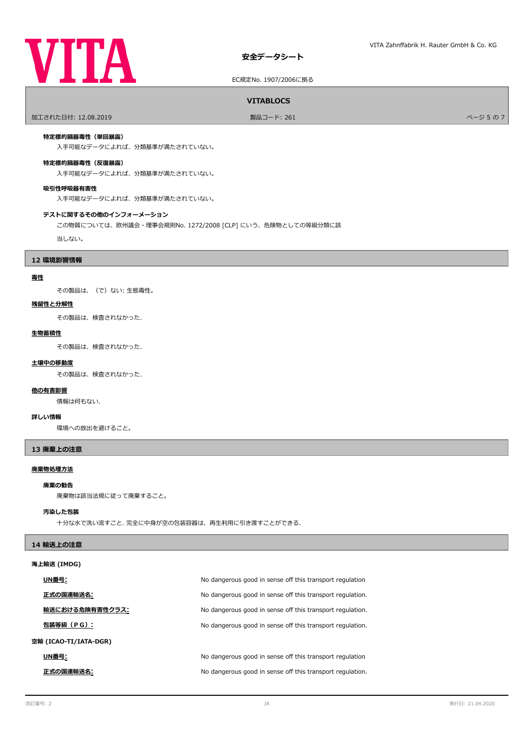#### 特定標的臓器毒性（単回暴露）

入手可能なデータによれば、分類基準が満たされていない。

#### 特定標的臓器毒性（反復暴露）

入手可能なデータによれば、分類基準が満たされていない。

#### 吸引性呼吸器有害性

入手可能なデータによれば、分類基準が満たされていない。

#### テストに関するその他のインフォーメーション

この物質については、欧州議会・理事会規則No. 1272/2008 [CLP] にいう、危険物としての等級分類に該当しない。

## 12 環境影響情報

**毒性**

その製品は、（で）ない: 生態毒性。

**残留性と分解性**

その製品は、検査されなかった.

**生物蓄積性**

その製品は、検査されなかった.

**土壌中の移動度**

その製品は、検査されなかった.

**他の有害影響**

情報は何もない.

**詳しい情報**

環境への放出を避けること。

## 13 廃棄上の注意

**廃棄物処理方法**

#### 廃棄の勧告

廃棄物は該当法規に従って廃棄すること。

#### 汚染した包装

十分な水で洗い流すこと. 完全に中身が空の包装容器は、再生利用に引き渡すことができる.

## 14 輸送上の注意

**海上輸送 (IMDG)**

| | |
|---|---|
| **UN番号:** | No dangerous good in sense off this transport regulation |
| **正式の国連輸送名:** | No dangerous good in sense off this transport regulation. |
| **輸送における危険有害性クラス:** | No dangerous good in sense off this transport regulation. |
| **包装等級（ＰＧ）:** | No dangerous good in sense off this transport regulation. |

**空輸 (ICAO-TI/IATA-DGR)**

| | |
|---|---|
| **UN番号:** | No dangerous good in sense off this transport regulation |
| **正式の国連輸送名:** | No dangerous good in sense off this transport regulation. |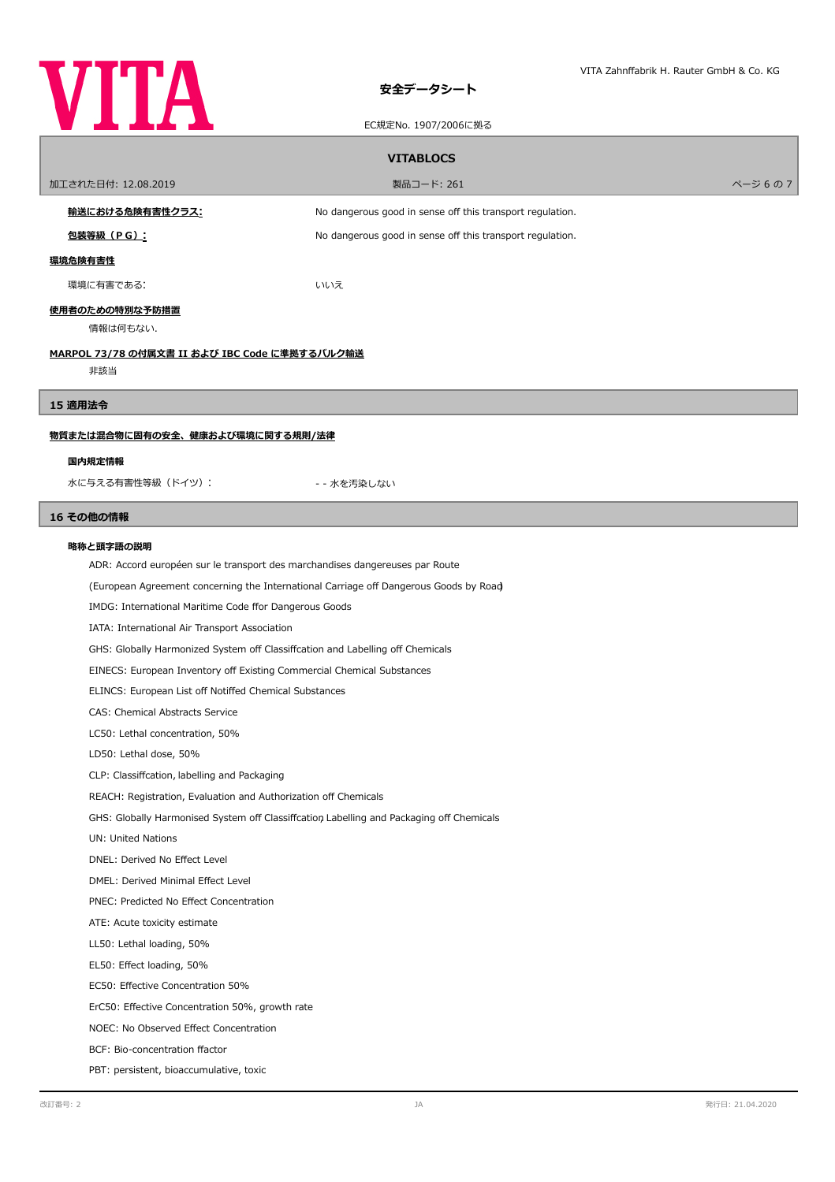**輸送における危険有害性クラス:** No dangerous good in sense off this transport regulation.

**包装等級（ＰＧ）:** No dangerous good in sense off this transport regulation.

**環境危険有害性**

環境に有害である: いいえ

**使用者のための特別な予防措置**

情報は何もない.

**MARPOL 73/78 の付属文書 II および IBC Code に準拠するバルク輸送**

非該当

## 15 適用法令

**物質または混合物に固有の安全、健康および環境に関する規則/法律**

**国内規定情報**

水に与える有害性等級（ドイツ）: - - 水を汚染しない

## 16 その他の情報

**略称と頭字語の説明**

ADR: Accord européen sur le transport des marchandises dangereuses par Route

(European Agreement concerning the International Carriage off Dangerous Goods by Road)

IMDG: International Maritime Code ffor Dangerous Goods

IATA: International Air Transport Association

GHS: Globally Harmonized System off Classiffcation and Labelling off Chemicals

EINECS: European Inventory off Existing Commercial Chemical Substances

ELINCS: European List off Notiffed Chemical Substances

CAS: Chemical Abstracts Service

LC50: Lethal concentration, 50%

LD50: Lethal dose, 50%

CLP: Classiffcation, labelling and Packaging

REACH: Registration, Evaluation and Authorization off Chemicals

GHS: Globally Harmonised System off Classiffcation, Labelling and Packaging off Chemicals

UN: United Nations

DNEL: Derived No Effect Level

DMEL: Derived Minimal Effect Level

PNEC: Predicted No Effect Concentration

ATE: Acute toxicity estimate

LL50: Lethal loading, 50%

EL50: Effect loading, 50%

EC50: Effective Concentration 50%

ErC50: Effective Concentration 50%, growth rate

NOEC: No Observed Effect Concentration

BCF: Bio-concentration ffactor

PBT: persistent, bioaccumulative, toxic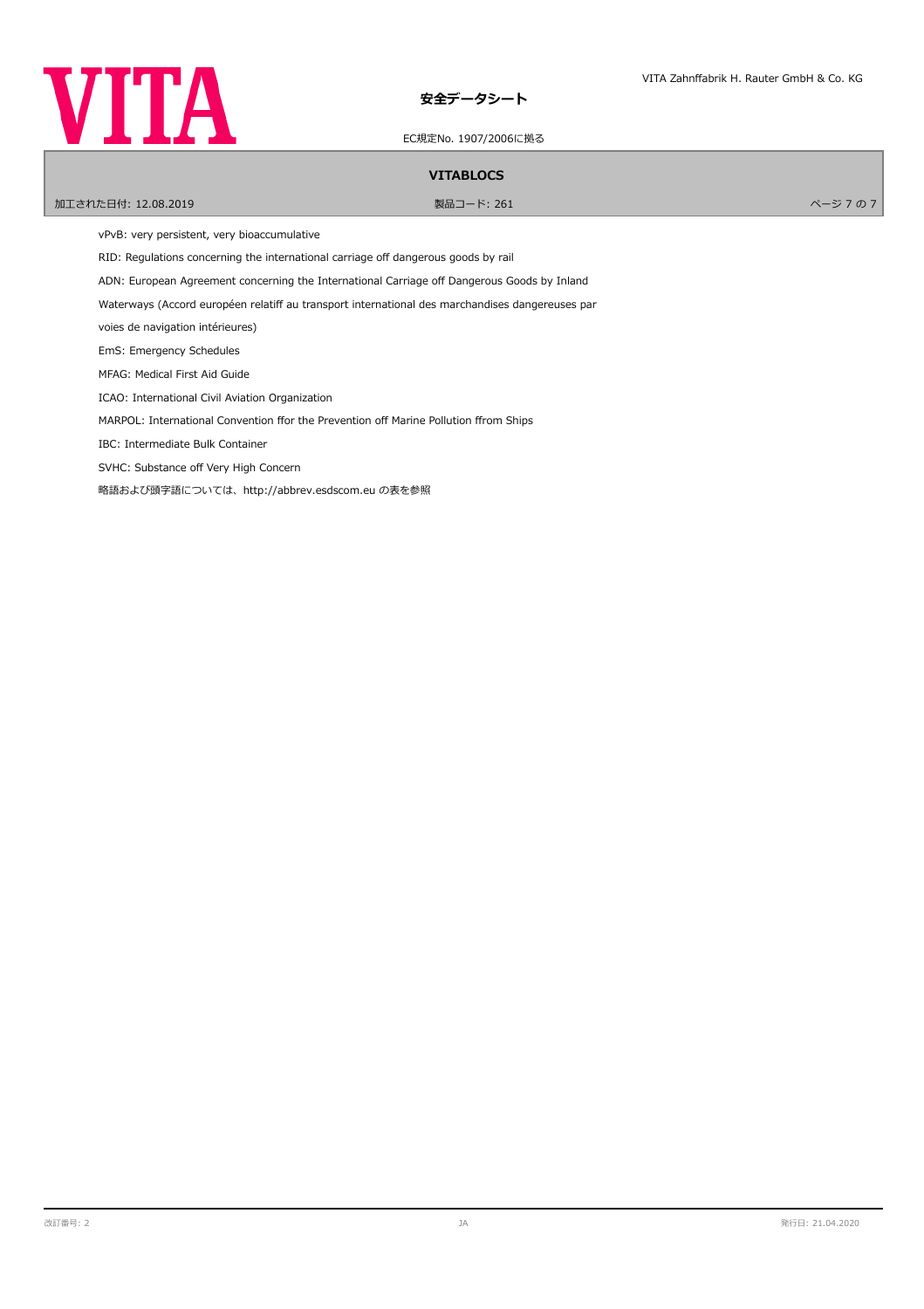vPvB: very persistent, very bioaccumulative

RID: Regulations concerning the international carriage off dangerous goods by rail

ADN: European Agreement concerning the International Carriage off Dangerous Goods by Inland

Waterways (Accord européen relatiff au transport international des marchandises dangereuses par

voies de navigation intérieures)

EmS: Emergency Schedules

MFAG: Medical First Aid Guide

ICAO: International Civil Aviation Organization

MARPOL: International Convention ffor the Prevention off Marine Pollution ffrom Ships

IBC: Intermediate Bulk Container

SVHC: Substance off Very High Concern

略語および頭字語については、http://abbrev.esdscom.eu の表を参照